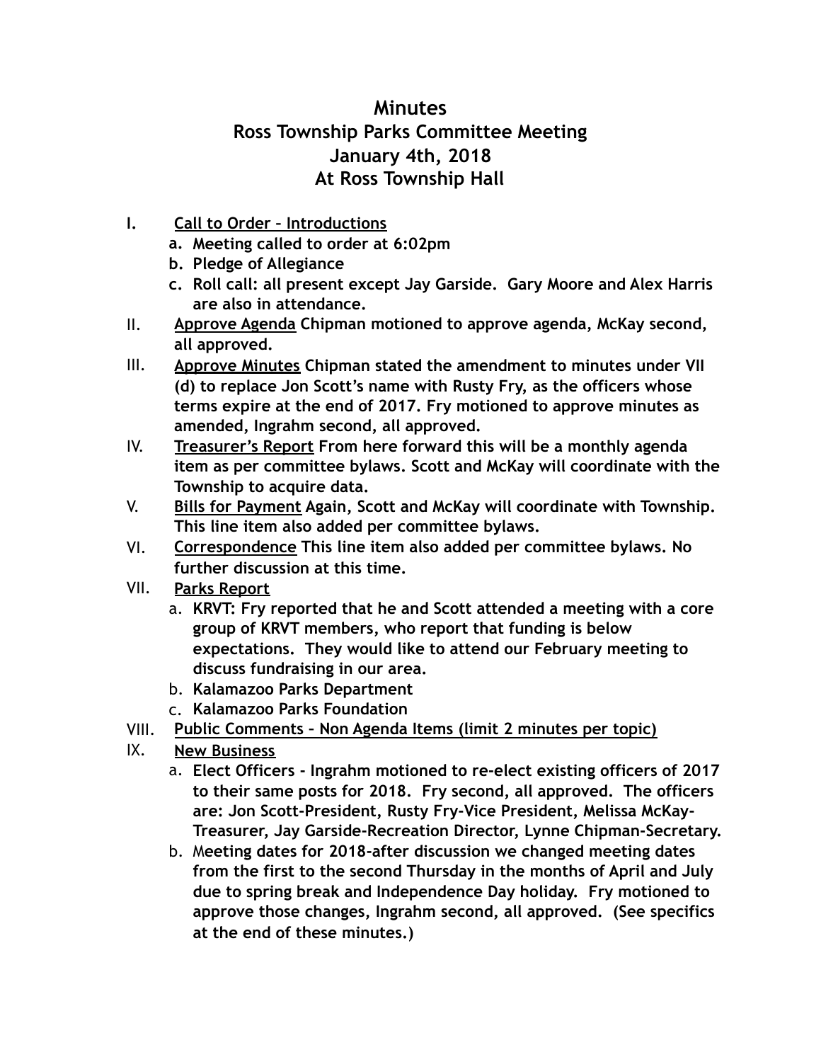# Minutes
## Ross Township Parks Committee Meeting
## January 4th, 2018
## At Ross Township Hall

I. **Call to Order – Introductions**
   a. **Meeting called to order at 6:02pm**
   b. **Pledge of Allegiance**
   c. **Roll call: all present except Jay Garside. Gary Moore and Alex Harris are also in attendance.**

II. **Approve Agenda** **Chipman motioned to approve agenda, McKay second, all approved.**

III. **Approve Minutes** **Chipman stated the amendment to minutes under VII (d) to replace Jon Scott's name with Rusty Fry, as the officers whose terms expire at the end of 2017. Fry motioned to approve minutes as amended, Ingrahm second, all approved.**

IV. **Treasurer's Report** **From here forward this will be a monthly agenda item as per committee bylaws. Scott and McKay will coordinate with the Township to acquire data.**

V. **Bills for Payment** **Again, Scott and McKay will coordinate with Township. This line item also added per committee bylaws.**

VI. **Correspondence** **This line item also added per committee bylaws. No further discussion at this time.**

VII. **Parks Report**
   a. **KRVT: Fry reported that he and Scott attended a meeting with a core group of KRVT members, who report that funding is below expectations. They would like to attend our February meeting to discuss fundraising in our area.**
   b. **Kalamazoo Parks Department**
   c. **Kalamazoo Parks Foundation**

VIII. **Public Comments – Non Agenda Items (limit 2 minutes per topic)**

IX. **New Business**
   a. **Elect Officers - Ingrahm motioned to re-elect existing officers of 2017 to their same posts for 2018. Fry second, all approved. The officers are: Jon Scott-President, Rusty Fry-Vice President, Melissa McKay-Treasurer, Jay Garside-Recreation Director, Lynne Chipman-Secretary.**
   b. **Meeting dates for 2018-after discussion we changed meeting dates from the first to the second Thursday in the months of April and July due to spring break and Independence Day holiday. Fry motioned to approve those changes, Ingrahm second, all approved. (See specifics at the end of these minutes.)**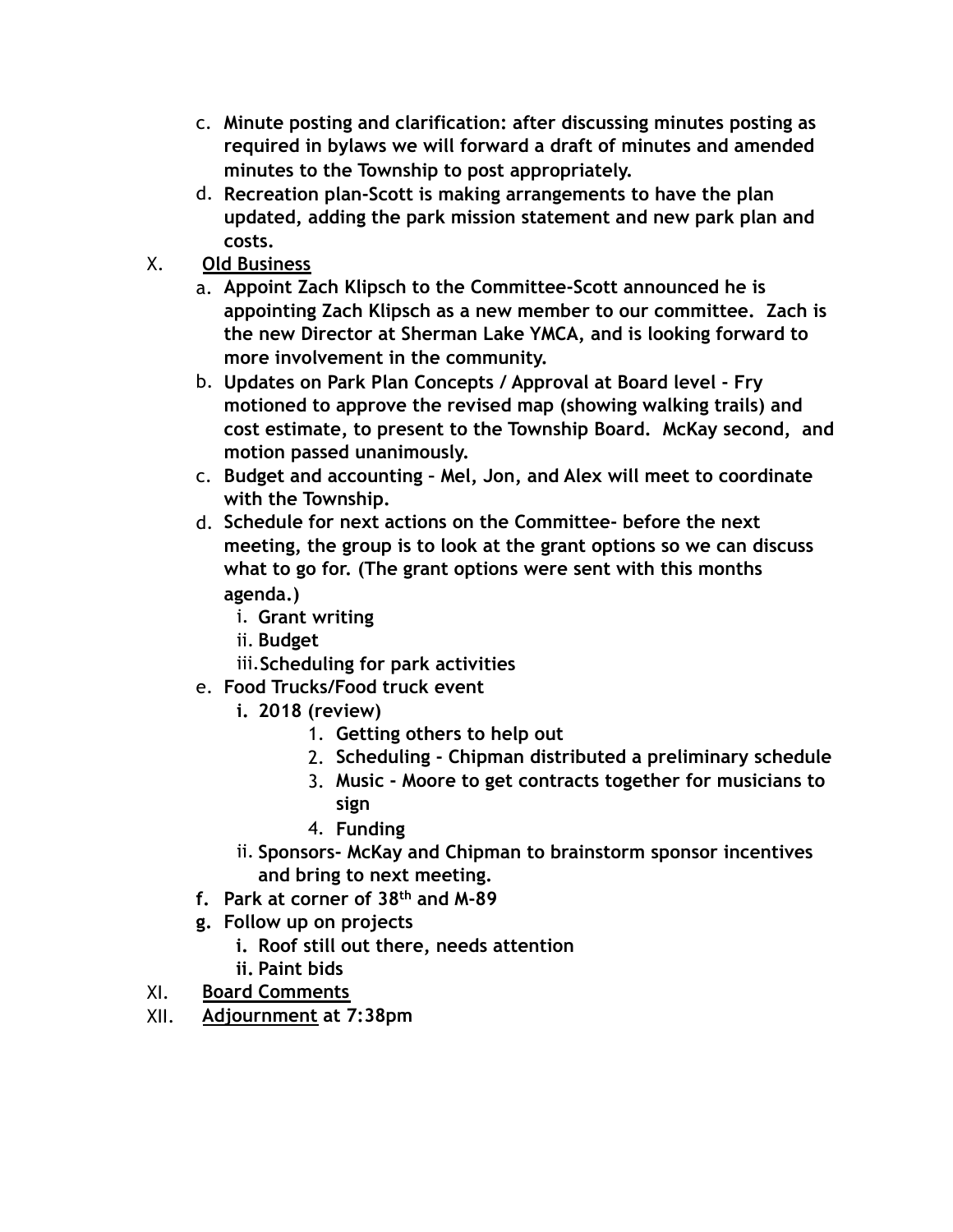c. **Minute posting and clarification: after discussing minutes posting as required in bylaws we will forward a draft of minutes and amended minutes to the Township to post appropriately.**

d. **Recreation plan-Scott is making arrangements to have the plan updated, adding the park mission statement and new park plan and costs.**

X. **<u>Old Business</u>**

a. **Appoint Zach Klipsch to the Committee-Scott announced he is appointing Zach Klipsch as a new member to our committee. Zach is the new Director at Sherman Lake YMCA, and is looking forward to more involvement in the community.**

b. **Updates on Park Plan Concepts / Approval at Board level - Fry motioned to approve the revised map (showing walking trails) and cost estimate, to present to the Township Board. McKay second, and motion passed unanimously.**

c. **Budget and accounting – Mel, Jon, and Alex will meet to coordinate with the Township.**

d. **Schedule for next actions on the Committee- before the next meeting, the group is to look at the grant options so we can discuss what to go for. (The grant options were sent with this months agenda.)**

   i. **Grant writing**

   ii. **Budget**

   iii. **Scheduling for park activities**

e. **Food Trucks/Food truck event**

   i. **2018 (review)**

      1. **Getting others to help out**
      2. **Scheduling - Chipman distributed a preliminary schedule**
      3. **Music - Moore to get contracts together for musicians to sign**
      4. **Funding**

   ii. **Sponsors- McKay and Chipman to brainstorm sponsor incentives and bring to next meeting.**

f. **Park at corner of 38th and M-89**

g. **Follow up on projects**

   i. **Roof still out there, needs attention**

   ii. **Paint bids**

XI. **<u>Board Comments</u>**

XII. **<u>Adjournment</u> at 7:38pm**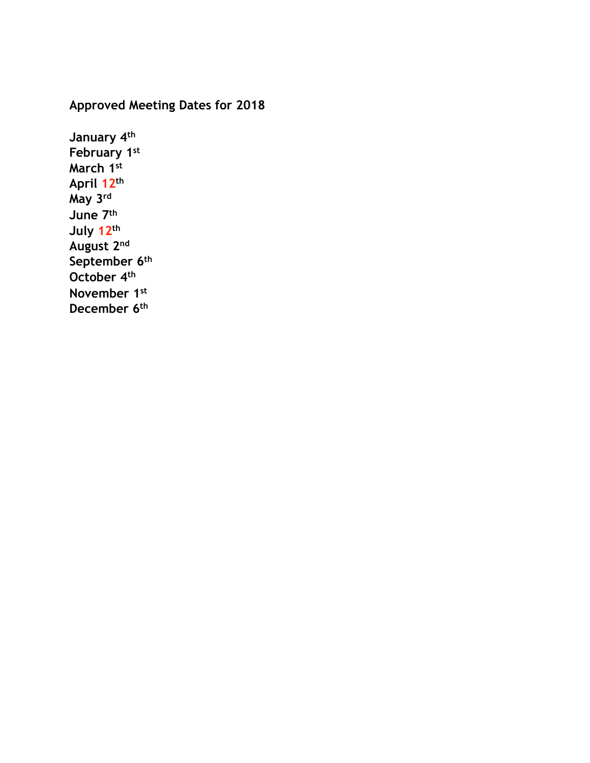**Approved Meeting Dates for 2018**

**January 4th**
**February 1st**
**March 1st**
**April 12th**
**May 3rd**
**June 7th**
**July 12th**
**August 2nd**
**September 6th**
**October 4th**
**November 1st**
**December 6th**